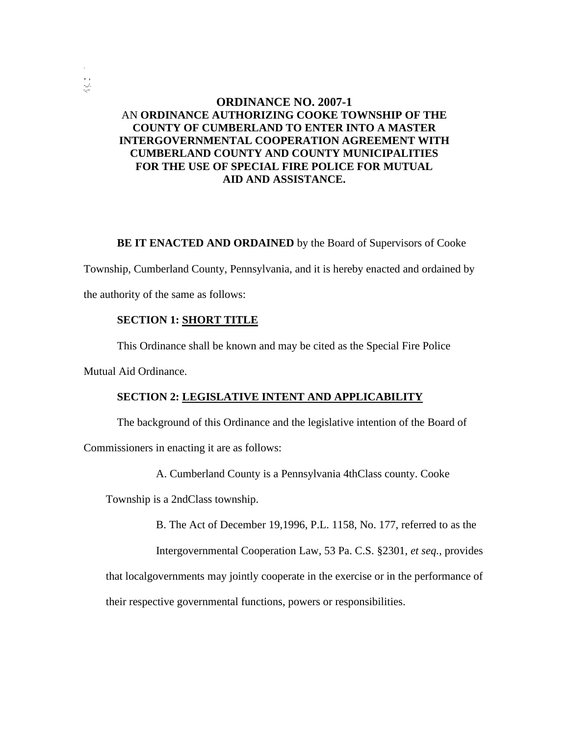# ORDINANCE NO. 2007-1

AN **ORDINANCE AUTHORIZING COOKE TOWNSHIP OF THE COUNTY OF CUMBERLAND TO ENTER INTO A MASTER INTERGOVERNMENTAL COOPERATION AGREEMENT WITH CUMBERLAND COUNTY AND COUNTY MUNICIPALITIES FOR THE USE OF SPECIAL FIRE POLICE FOR MUTUAL AID AND ASSISTANCE.**

**BE IT ENACTED AND ORDAINED** by the Board of Supervisors of Cooke Township, Cumberland County, Pennsylvania, and it is hereby enacted and ordained by the authority of the same as follows:

**SECTION 1: SHORT TITLE**

This Ordinance shall be known and may be cited as the Special Fire Police Mutual Aid Ordinance.

**SECTION 2: LEGISLATIVE INTENT AND APPLICABILITY**

The background of this Ordinance and the legislative intention of the Board of Commissioners in enacting it are as follows:

A. Cumberland County is a Pennsylvania 4thClass county. Cooke Township is a 2ndClass township.

B. The Act of December 19,1996, P.L. 1158, No. 177, referred to as the Intergovernmental Cooperation Law, 53 Pa. C.S. §2301, *et seq.*, provides that localgovernments may jointly cooperate in the exercise or in the performance of their respective governmental functions, powers or responsibilities.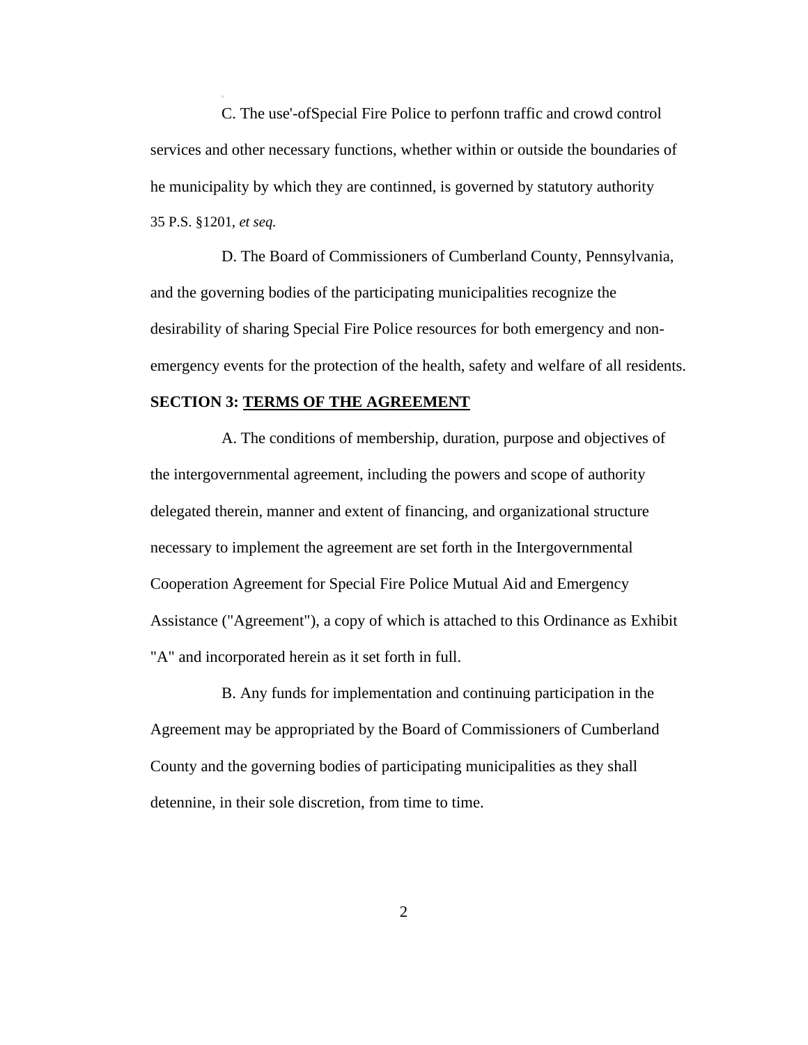C. The use'-ofSpecial Fire Police to perfonn traffic and crowd control services and other necessary functions, whether within or outside the boundaries of he municipality by which they are continned, is governed by statutory authority 35 P.S. §1201, *et seq.*

D. The Board of Commissioners of Cumberland County, Pennsylvania, and the governing bodies of the participating municipalities recognize the desirability of sharing Special Fire Police resources for both emergency and non-emergency events for the protection of the health, safety and welfare of all residents.

**SECTION 3: <u>TERMS OF THE AGREEMENT</u>**

A. The conditions of membership, duration, purpose and objectives of the intergovernmental agreement, including the powers and scope of authority delegated therein, manner and extent of financing, and organizational structure necessary to implement the agreement are set forth in the Intergovernmental Cooperation Agreement for Special Fire Police Mutual Aid and Emergency Assistance ("Agreement"), a copy of which is attached to this Ordinance as Exhibit "A" and incorporated herein as it set forth in full.

B. Any funds for implementation and continuing participation in the Agreement may be appropriated by the Board of Commissioners of Cumberland County and the governing bodies of participating municipalities as they shall detennine, in their sole discretion, from time to time.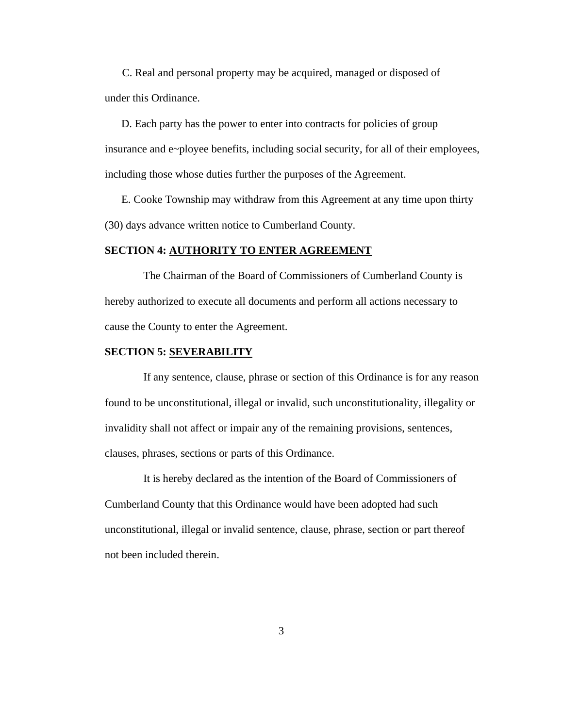C. Real and personal property may be acquired, managed or disposed of under this Ordinance.

D. Each party has the power to enter into contracts for policies of group insurance and e~ployee benefits, including social security, for all of their employees, including those whose duties further the purposes of the Agreement.

E. Cooke Township may withdraw from this Agreement at any time upon thirty (30) days advance written notice to Cumberland County.

**SECTION 4: AUTHORITY TO ENTER AGREEMENT**

The Chairman of the Board of Commissioners of Cumberland County is hereby authorized to execute all documents and perform all actions necessary to cause the County to enter the Agreement.

**SECTION 5: SEVERABILITY**

If any sentence, clause, phrase or section of this Ordinance is for any reason found to be unconstitutional, illegal or invalid, such unconstitutionality, illegality or invalidity shall not affect or impair any of the remaining provisions, sentences, clauses, phrases, sections or parts of this Ordinance.

It is hereby declared as the intention of the Board of Commissioners of Cumberland County that this Ordinance would have been adopted had such unconstitutional, illegal or invalid sentence, clause, phrase, section or part thereof not been included therein.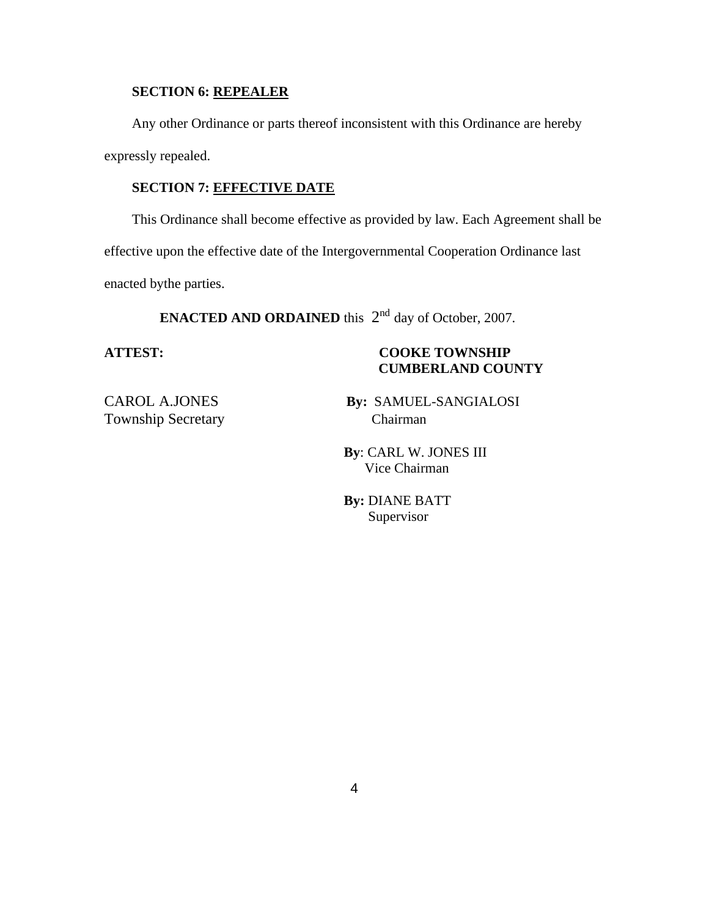**SECTION 6: REPEALER**

Any other Ordinance or parts thereof inconsistent with this Ordinance are hereby expressly repealed.

**SECTION 7: EFFECTIVE DATE**

This Ordinance shall become effective as provided by law. Each Agreement shall be effective upon the effective date of the Intergovernmental Cooperation Ordinance last enacted bythe parties.

**ENACTED AND ORDAINED** this 2nd day of October, 2007.

**ATTEST:**

CAROL A.JONES
Township Secretary

**COOKE TOWNSHIP**
**CUMBERLAND COUNTY**

**By:** SAMUEL-SANGIALOSI
Chairman

**By**: CARL W. JONES III
Vice Chairman

**By:** DIANE BATT
Supervisor